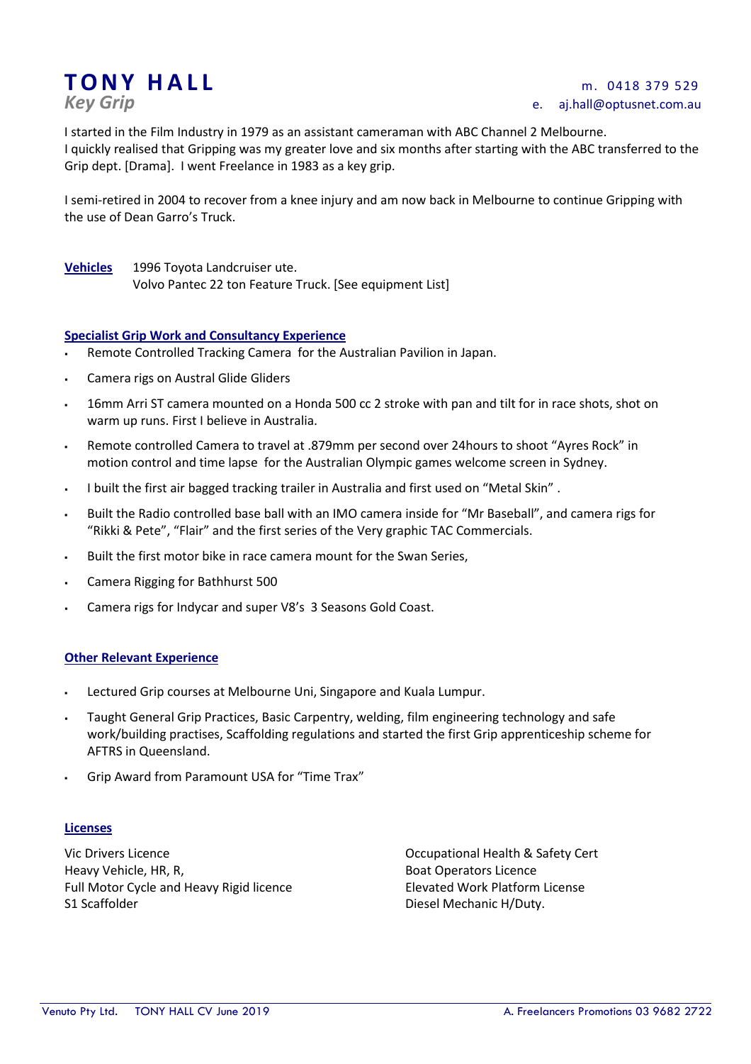# TONY HALL

*Key Grip*

m. 0418 379 529
e. aj.hall@optusnet.com.au

I started in the Film Industry in 1979 as an assistant cameraman with ABC Channel 2 Melbourne.
I quickly realised that Gripping was my greater love and six months after starting with the ABC transferred to the Grip dept. [Drama]. I went Freelance in 1983 as a key grip.

I semi-retired in 2004 to recover from a knee injury and am now back in Melbourne to continue Gripping with the use of Dean Garro's Truck.

**Vehicles** 1996 Toyota Landcruiser ute.
Volvo Pantec 22 ton Feature Truck. [See equipment List]

## Specialist Grip Work and Consultancy Experience

- Remote Controlled Tracking Camera for the Australian Pavilion in Japan.
- Camera rigs on Austral Glide Gliders
- 16mm Arri ST camera mounted on a Honda 500 cc 2 stroke with pan and tilt for in race shots, shot on warm up runs. First I believe in Australia.
- Remote controlled Camera to travel at .879mm per second over 24hours to shoot "Ayres Rock" in motion control and time lapse for the Australian Olympic games welcome screen in Sydney.
- I built the first air bagged tracking trailer in Australia and first used on "Metal Skin" .
- Built the Radio controlled base ball with an IMO camera inside for "Mr Baseball", and camera rigs for "Rikki & Pete", "Flair" and the first series of the Very graphic TAC Commercials.
- Built the first motor bike in race camera mount for the Swan Series,
- Camera Rigging for Bathhurst 500
- Camera rigs for Indycar and super V8's 3 Seasons Gold Coast.

## Other Relevant Experience

- Lectured Grip courses at Melbourne Uni, Singapore and Kuala Lumpur.
- Taught General Grip Practices, Basic Carpentry, welding, film engineering technology and safe work/building practises, Scaffolding regulations and started the first Grip apprenticeship scheme for AFTRS in Queensland.
- Grip Award from Paramount USA for "Time Trax"

## Licenses

Vic Drivers Licence
Heavy Vehicle, HR, R,
Full Motor Cycle and Heavy Rigid licence
S1 Scaffolder

Occupational Health & Safety Cert
Boat Operators Licence
Elevated Work Platform License
Diesel Mechanic H/Duty.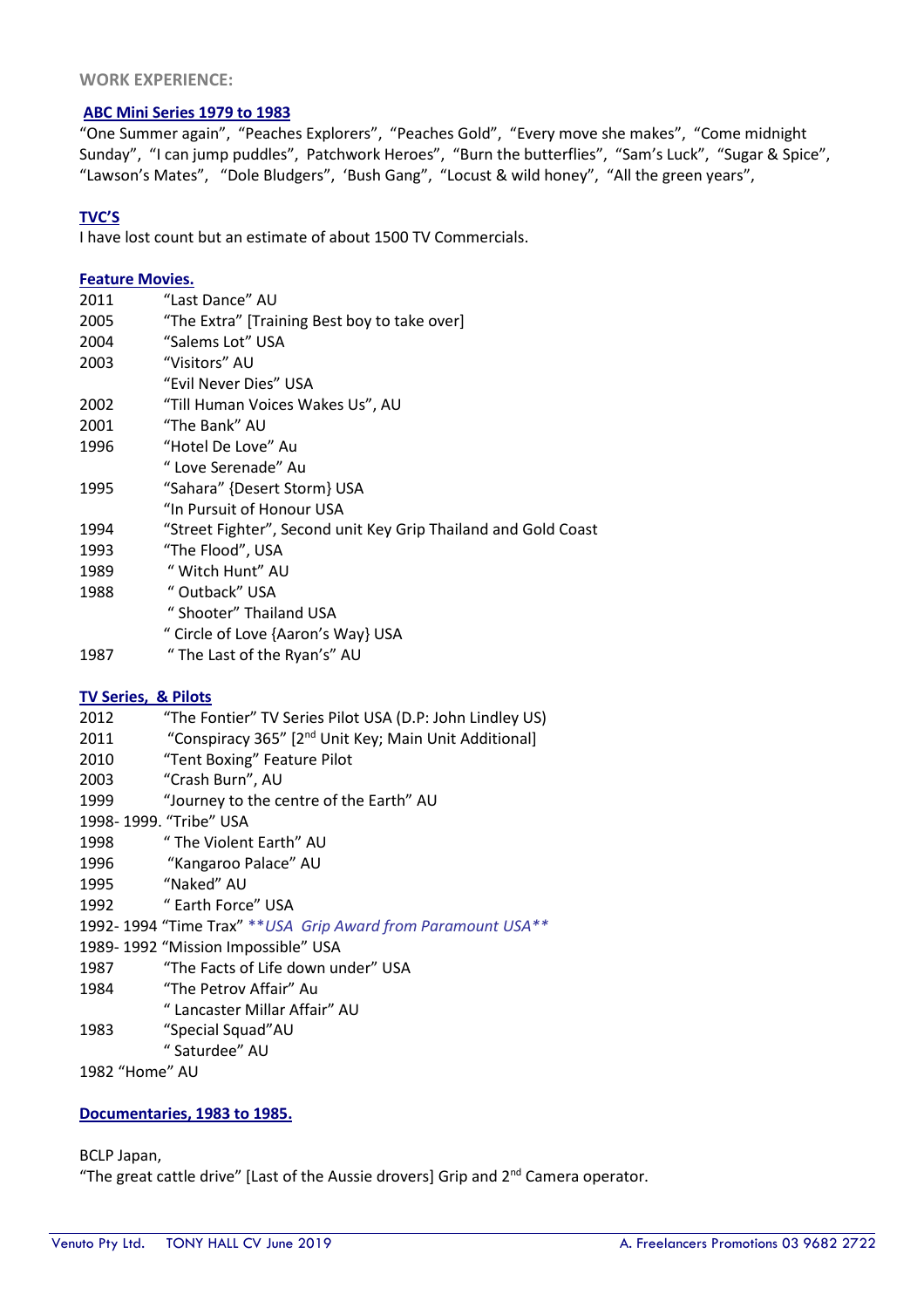**WORK EXPERIENCE:**

### ABC Mini Series 1979 to 1983

"One Summer again", "Peaches Explorers", "Peaches Gold", "Every move she makes", "Come midnight Sunday", "I can jump puddles", Patchwork Heroes", "Burn the butterflies", "Sam's Luck", "Sugar & Spice", "Lawson's Mates", "Dole Bludgers", 'Bush Gang", "Locust & wild honey", "All the green years",

### TVC'S

I have lost count but an estimate of about 1500 TV Commercials.

### Feature Movies.

| | |
|---|---|
| 2011 | "Last Dance" AU |
| 2005 | "The Extra" [Training Best boy to take over] |
| 2004 | "Salems Lot" USA |
| 2003 | "Visitors" AU |
| | "Evil Never Dies" USA |
| 2002 | "Till Human Voices Wakes Us", AU |
| 2001 | "The Bank" AU |
| 1996 | "Hotel De Love" Au |
| | " Love Serenade" Au |
| 1995 | "Sahara" {Desert Storm} USA |
| | "In Pursuit of Honour USA |
| 1994 | "Street Fighter", Second unit Key Grip Thailand and Gold Coast |
| 1993 | "The Flood", USA |
| 1989 | " Witch Hunt" AU |
| 1988 | " Outback" USA |
| | " Shooter" Thailand USA |
| | " Circle of Love {Aaron's Way} USA |
| 1987 | " The Last of the Ryan's" AU |

### TV Series, & Pilots

| | |
|---|---|
| 2012 | "The Fontier" TV Series Pilot USA (D.P: John Lindley US) |
| 2011 | "Conspiracy 365" [2nd Unit Key; Main Unit Additional] |
| 2010 | "Tent Boxing" Feature Pilot |
| 2003 | "Crash Burn", AU |
| 1999 | "Journey to the centre of the Earth" AU |
| 1998- 1999. | "Tribe" USA |
| 1998 | " The Violent Earth" AU |
| 1996 | "Kangaroo Palace" AU |
| 1995 | "Naked" AU |
| 1992 | " Earth Force" USA |
| 1992- 1994 | "Time Trax" *\*\*USA Grip Award from Paramount USA\*\** |
| 1989- 1992 | "Mission Impossible" USA |
| 1987 | "The Facts of Life down under" USA |
| 1984 | "The Petrov Affair" Au |
| | " Lancaster Millar Affair" AU |
| 1983 | "Special Squad"AU |
| | " Saturdee" AU |
| 1982 | "Home" AU |

### Documentaries, 1983 to 1985.

BCLP Japan,

"The great cattle drive" [Last of the Aussie drovers] Grip and 2nd Camera operator.